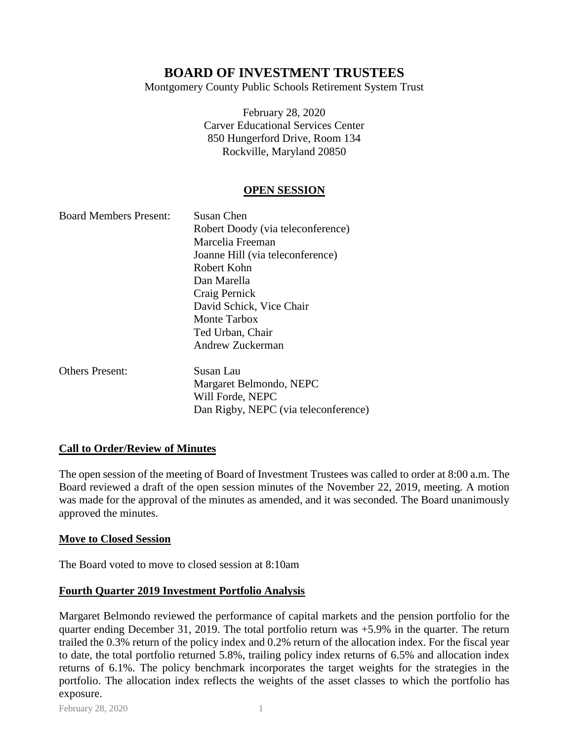# BOARD OF INVESTMENT TRUSTEES

Montgomery County Public Schools Retirement System Trust

February 28, 2020
Carver Educational Services Center
850 Hungerford Drive, Room 134
Rockville, Maryland 20850

## OPEN SESSION

| Board Members Present: | Susan Chen |
|---|---|
| | Robert Doody (via teleconference) |
| | Marcelia Freeman |
| | Joanne Hill (via teleconference) |
| | Robert Kohn |
| | Dan Marella |
| | Craig Pernick |
| | David Schick, Vice Chair |
| | Monte Tarbox |
| | Ted Urban, Chair |
| | Andrew Zuckerman |
| **Others Present:** | Susan Lau |
| | Margaret Belmondo, NEPC |
| | Will Forde, NEPC |
| | Dan Rigby, NEPC (via teleconference) |

### Call to Order/Review of Minutes

The open session of the meeting of Board of Investment Trustees was called to order at 8:00 a.m. The Board reviewed a draft of the open session minutes of the November 22, 2019, meeting. A motion was made for the approval of the minutes as amended, and it was seconded. The Board unanimously approved the minutes.

### Move to Closed Session

The Board voted to move to closed session at 8:10am

### Fourth Quarter 2019 Investment Portfolio Analysis

Margaret Belmondo reviewed the performance of capital markets and the pension portfolio for the quarter ending December 31, 2019. The total portfolio return was +5.9% in the quarter. The return trailed the 0.3% return of the policy index and 0.2% return of the allocation index. For the fiscal year to date, the total portfolio returned 5.8%, trailing policy index returns of 6.5% and allocation index returns of 6.1%. The policy benchmark incorporates the target weights for the strategies in the portfolio. The allocation index reflects the weights of the asset classes to which the portfolio has exposure.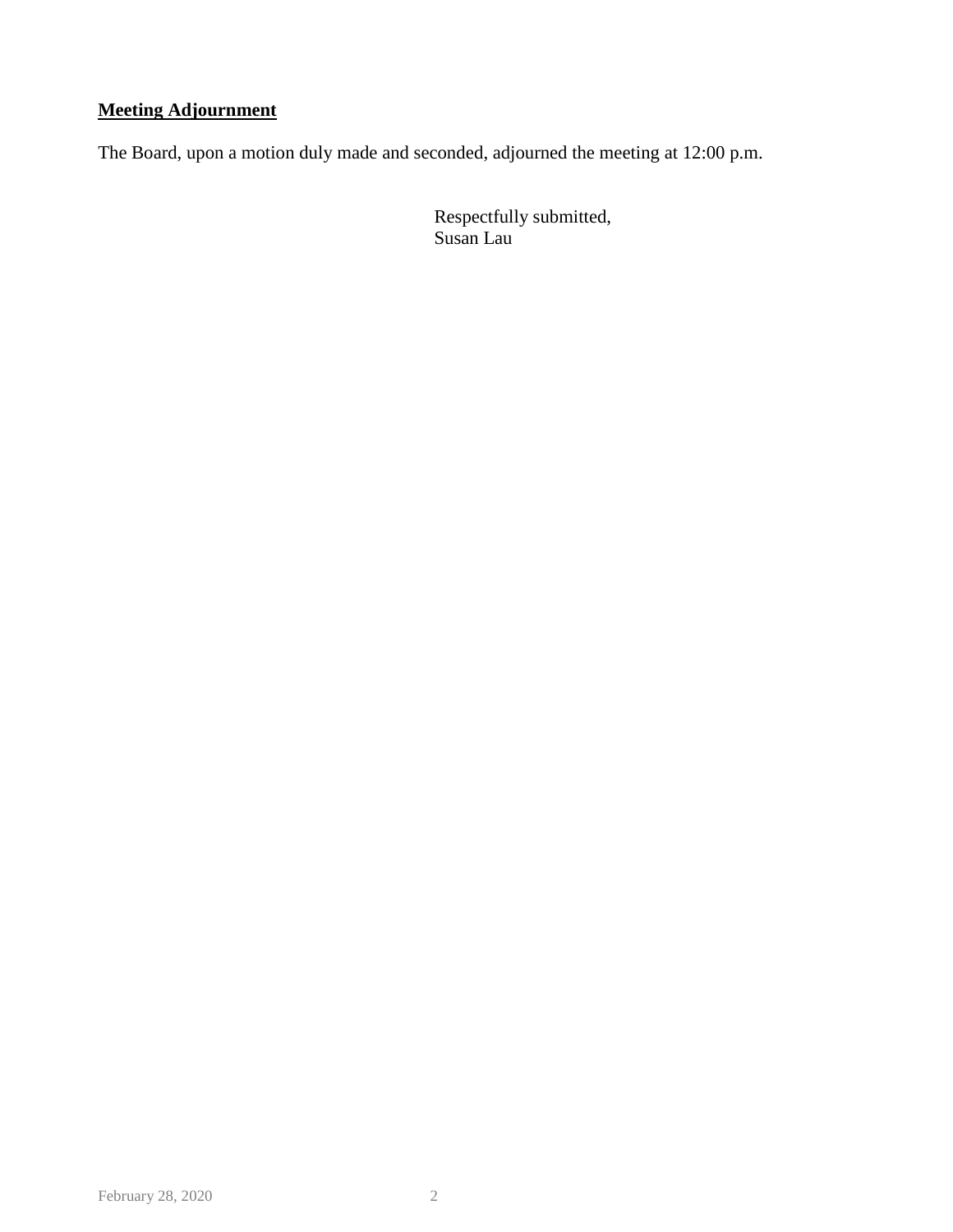**Meeting Adjournment**

The Board, upon a motion duly made and seconded, adjourned the meeting at 12:00 p.m.

Respectfully submitted,
Susan Lau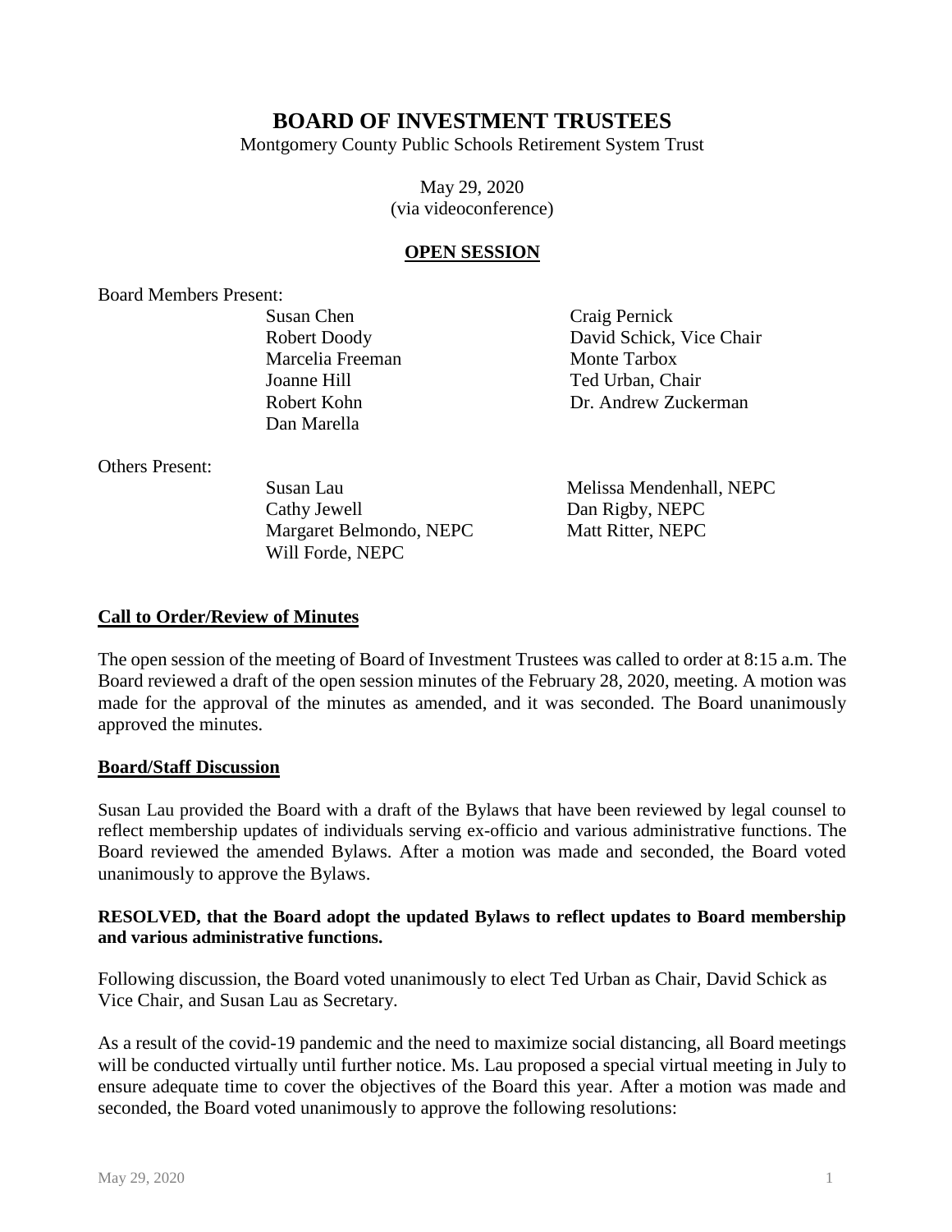# BOARD OF INVESTMENT TRUSTEES

Montgomery County Public Schools Retirement System Trust

May 29, 2020
(via videoconference)

## OPEN SESSION

Board Members Present:

| | |
|---|---|
| Susan Chen | Craig Pernick |
| Robert Doody | David Schick, Vice Chair |
| Marcelia Freeman | Monte Tarbox |
| Joanne Hill | Ted Urban, Chair |
| Robert Kohn | Dr. Andrew Zuckerman |
| Dan Marella | |

Others Present:

| | |
|---|---|
| Susan Lau | Melissa Mendenhall, NEPC |
| Cathy Jewell | Dan Rigby, NEPC |
| Margaret Belmondo, NEPC | Matt Ritter, NEPC |
| Will Forde, NEPC | |

### Call to Order/Review of Minutes

The open session of the meeting of Board of Investment Trustees was called to order at 8:15 a.m. The Board reviewed a draft of the open session minutes of the February 28, 2020, meeting. A motion was made for the approval of the minutes as amended, and it was seconded. The Board unanimously approved the minutes.

### Board/Staff Discussion

Susan Lau provided the Board with a draft of the Bylaws that have been reviewed by legal counsel to reflect membership updates of individuals serving ex-officio and various administrative functions. The Board reviewed the amended Bylaws. After a motion was made and seconded, the Board voted unanimously to approve the Bylaws.

**RESOLVED, that the Board adopt the updated Bylaws to reflect updates to Board membership and various administrative functions.**

Following discussion, the Board voted unanimously to elect Ted Urban as Chair, David Schick as Vice Chair, and Susan Lau as Secretary.

As a result of the covid-19 pandemic and the need to maximize social distancing, all Board meetings will be conducted virtually until further notice. Ms. Lau proposed a special virtual meeting in July to ensure adequate time to cover the objectives of the Board this year. After a motion was made and seconded, the Board voted unanimously to approve the following resolutions: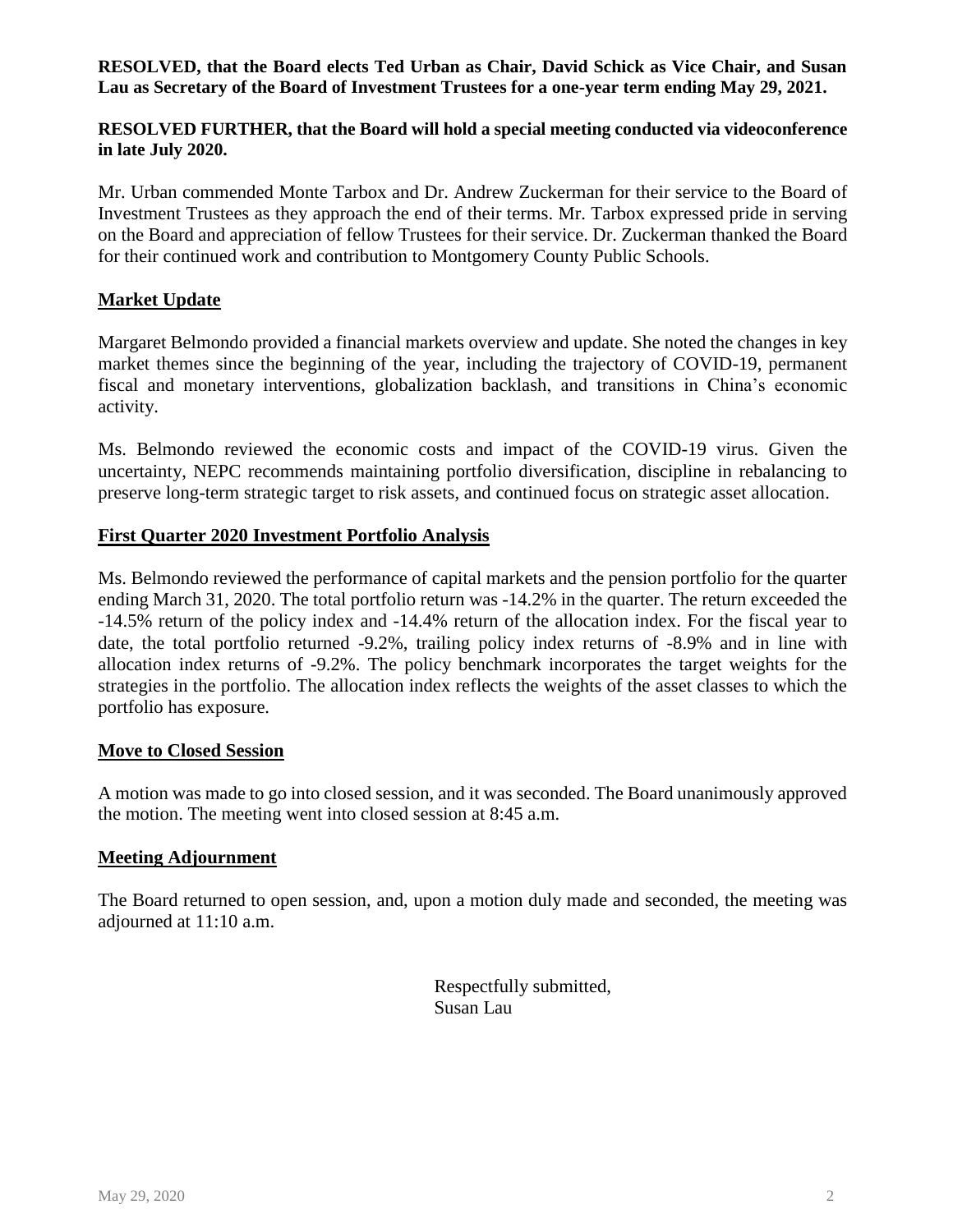**RESOLVED, that the Board elects Ted Urban as Chair, David Schick as Vice Chair, and Susan Lau as Secretary of the Board of Investment Trustees for a one-year term ending May 29, 2021.**

**RESOLVED FURTHER, that the Board will hold a special meeting conducted via videoconference in late July 2020.**

Mr. Urban commended Monte Tarbox and Dr. Andrew Zuckerman for their service to the Board of Investment Trustees as they approach the end of their terms. Mr. Tarbox expressed pride in serving on the Board and appreciation of fellow Trustees for their service. Dr. Zuckerman thanked the Board for their continued work and contribution to Montgomery County Public Schools.

## Market Update

Margaret Belmondo provided a financial markets overview and update. She noted the changes in key market themes since the beginning of the year, including the trajectory of COVID-19, permanent fiscal and monetary interventions, globalization backlash, and transitions in China's economic activity.

Ms. Belmondo reviewed the economic costs and impact of the COVID-19 virus. Given the uncertainty, NEPC recommends maintaining portfolio diversification, discipline in rebalancing to preserve long-term strategic target to risk assets, and continued focus on strategic asset allocation.

## First Quarter 2020 Investment Portfolio Analysis

Ms. Belmondo reviewed the performance of capital markets and the pension portfolio for the quarter ending March 31, 2020. The total portfolio return was -14.2% in the quarter. The return exceeded the -14.5% return of the policy index and -14.4% return of the allocation index. For the fiscal year to date, the total portfolio returned -9.2%, trailing policy index returns of -8.9% and in line with allocation index returns of -9.2%. The policy benchmark incorporates the target weights for the strategies in the portfolio. The allocation index reflects the weights of the asset classes to which the portfolio has exposure.

## Move to Closed Session

A motion was made to go into closed session, and it was seconded. The Board unanimously approved the motion. The meeting went into closed session at 8:45 a.m.

## Meeting Adjournment

The Board returned to open session, and, upon a motion duly made and seconded, the meeting was adjourned at 11:10 a.m.

Respectfully submitted,
Susan Lau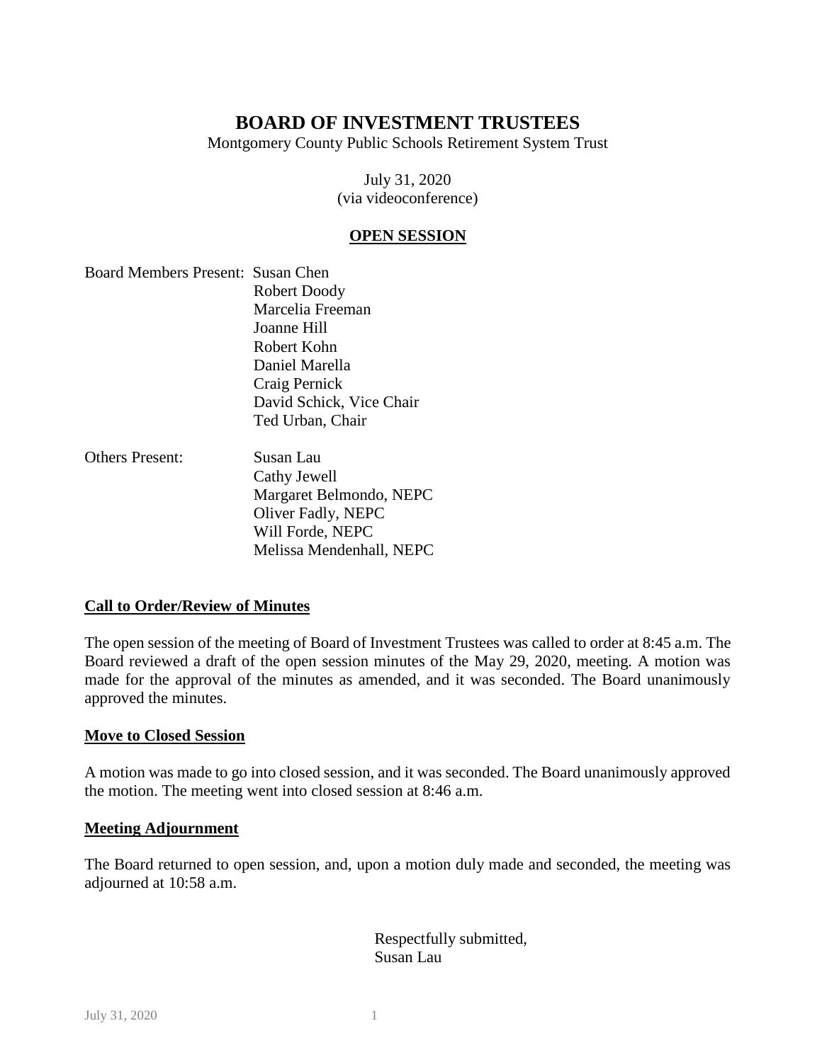# BOARD OF INVESTMENT TRUSTEES

Montgomery County Public Schools Retirement System Trust

July 31, 2020
(via videoconference)

## OPEN SESSION

Board Members Present: Susan Chen
Robert Doody
Marcelia Freeman
Joanne Hill
Robert Kohn
Daniel Marella
Craig Pernick
David Schick, Vice Chair
Ted Urban, Chair

Others Present: Susan Lau
Cathy Jewell
Margaret Belmondo, NEPC
Oliver Fadly, NEPC
Will Forde, NEPC
Melissa Mendenhall, NEPC

### Call to Order/Review of Minutes

The open session of the meeting of Board of Investment Trustees was called to order at 8:45 a.m. The Board reviewed a draft of the open session minutes of the May 29, 2020, meeting. A motion was made for the approval of the minutes as amended, and it was seconded. The Board unanimously approved the minutes.

### Move to Closed Session

A motion was made to go into closed session, and it was seconded. The Board unanimously approved the motion. The meeting went into closed session at 8:46 a.m.

### Meeting Adjournment

The Board returned to open session, and, upon a motion duly made and seconded, the meeting was adjourned at 10:58 a.m.

Respectfully submitted,
Susan Lau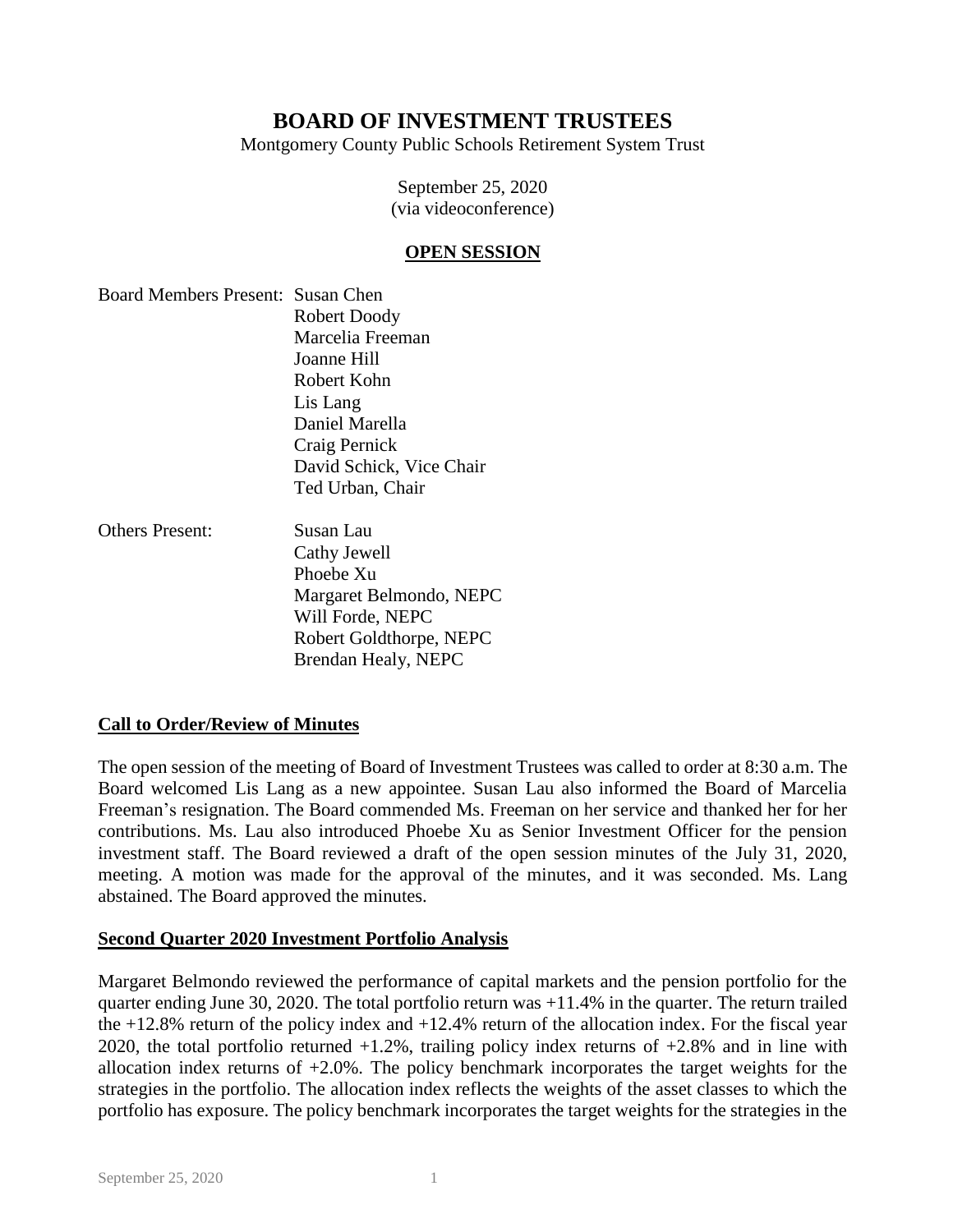# BOARD OF INVESTMENT TRUSTEES

Montgomery County Public Schools Retirement System Trust

September 25, 2020
(via videoconference)

## OPEN SESSION

Board Members Present: Susan Chen
Robert Doody
Marcelia Freeman
Joanne Hill
Robert Kohn
Lis Lang
Daniel Marella
Craig Pernick
David Schick, Vice Chair
Ted Urban, Chair

Others Present: Susan Lau
Cathy Jewell
Phoebe Xu
Margaret Belmondo, NEPC
Will Forde, NEPC
Robert Goldthorpe, NEPC
Brendan Healy, NEPC

### Call to Order/Review of Minutes

The open session of the meeting of Board of Investment Trustees was called to order at 8:30 a.m. The Board welcomed Lis Lang as a new appointee. Susan Lau also informed the Board of Marcelia Freeman's resignation. The Board commended Ms. Freeman on her service and thanked her for her contributions. Ms. Lau also introduced Phoebe Xu as Senior Investment Officer for the pension investment staff. The Board reviewed a draft of the open session minutes of the July 31, 2020, meeting. A motion was made for the approval of the minutes, and it was seconded. Ms. Lang abstained. The Board approved the minutes.

### Second Quarter 2020 Investment Portfolio Analysis

Margaret Belmondo reviewed the performance of capital markets and the pension portfolio for the quarter ending June 30, 2020. The total portfolio return was +11.4% in the quarter. The return trailed the +12.8% return of the policy index and +12.4% return of the allocation index. For the fiscal year 2020, the total portfolio returned +1.2%, trailing policy index returns of +2.8% and in line with allocation index returns of +2.0%. The policy benchmark incorporates the target weights for the strategies in the portfolio. The allocation index reflects the weights of the asset classes to which the portfolio has exposure. The policy benchmark incorporates the target weights for the strategies in the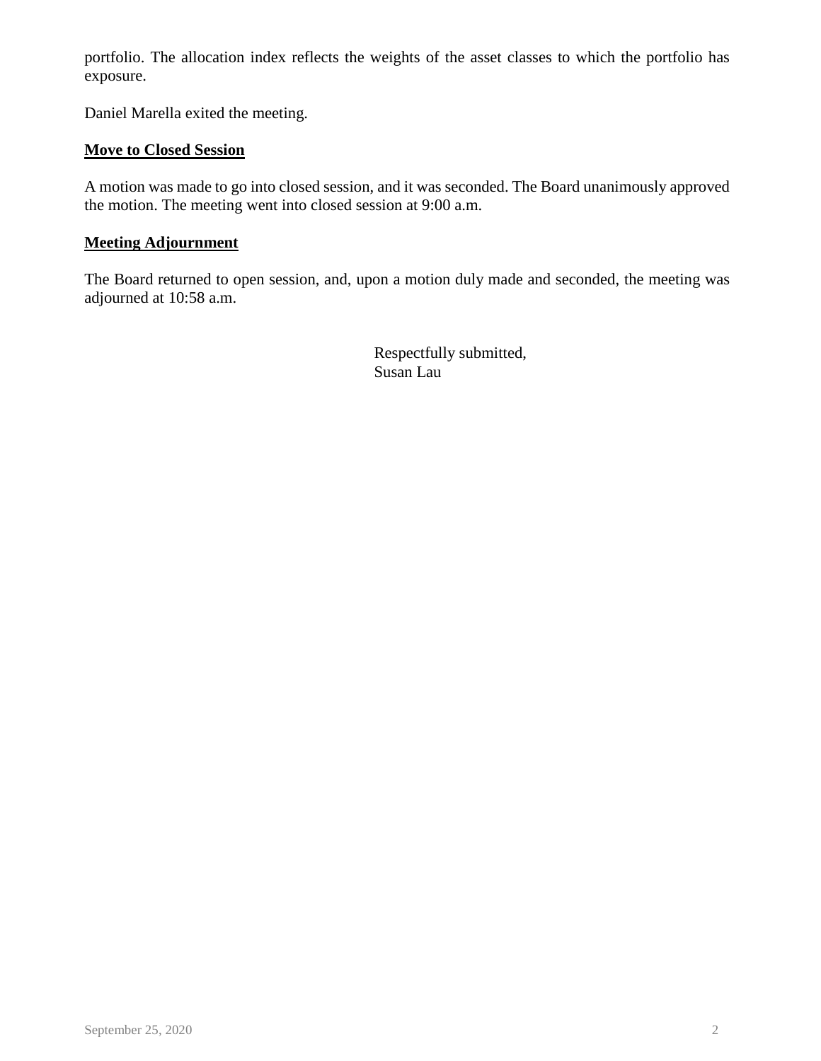portfolio. The allocation index reflects the weights of the asset classes to which the portfolio has exposure.

Daniel Marella exited the meeting.

**Move to Closed Session**

A motion was made to go into closed session, and it was seconded. The Board unanimously approved the motion. The meeting went into closed session at 9:00 a.m.

**Meeting Adjournment**

The Board returned to open session, and, upon a motion duly made and seconded, the meeting was adjourned at 10:58 a.m.

Respectfully submitted,
Susan Lau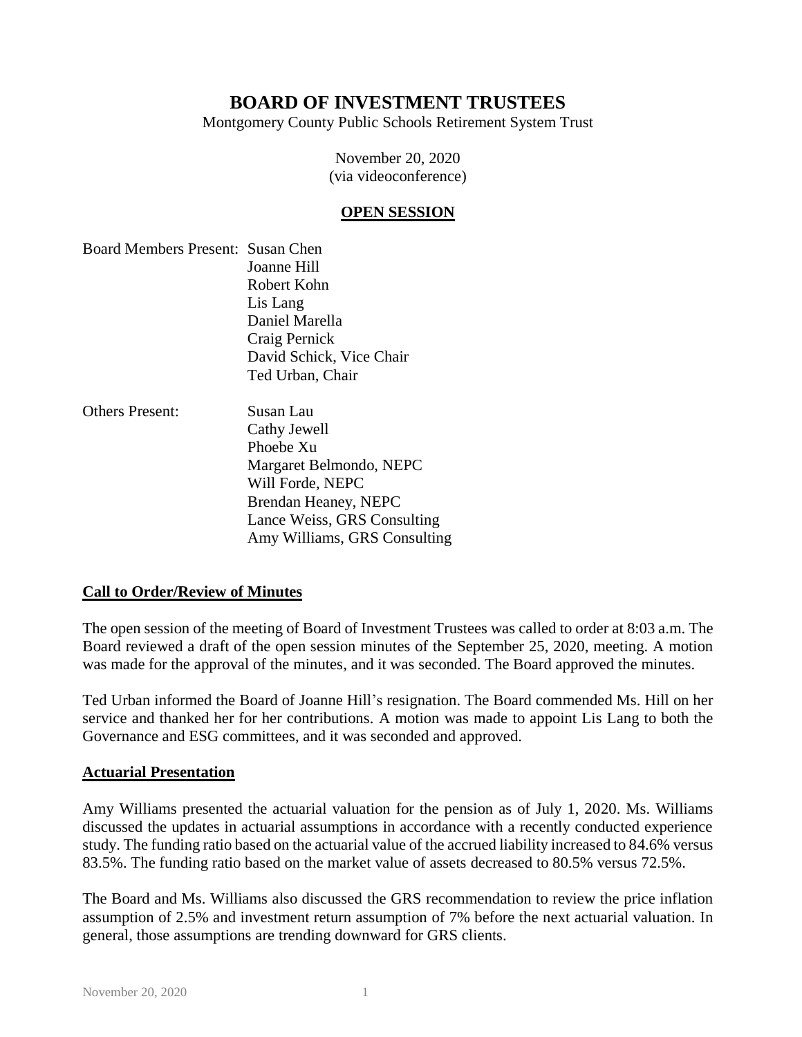# BOARD OF INVESTMENT TRUSTEES

Montgomery County Public Schools Retirement System Trust

November 20, 2020
(via videoconference)

## OPEN SESSION

Board Members Present: Susan Chen
Joanne Hill
Robert Kohn
Lis Lang
Daniel Marella
Craig Pernick
David Schick, Vice Chair
Ted Urban, Chair

Others Present: Susan Lau
Cathy Jewell
Phoebe Xu
Margaret Belmondo, NEPC
Will Forde, NEPC
Brendan Heaney, NEPC
Lance Weiss, GRS Consulting
Amy Williams, GRS Consulting

### Call to Order/Review of Minutes

The open session of the meeting of Board of Investment Trustees was called to order at 8:03 a.m. The Board reviewed a draft of the open session minutes of the September 25, 2020, meeting. A motion was made for the approval of the minutes, and it was seconded. The Board approved the minutes.

Ted Urban informed the Board of Joanne Hill's resignation. The Board commended Ms. Hill on her service and thanked her for her contributions. A motion was made to appoint Lis Lang to both the Governance and ESG committees, and it was seconded and approved.

### Actuarial Presentation

Amy Williams presented the actuarial valuation for the pension as of July 1, 2020. Ms. Williams discussed the updates in actuarial assumptions in accordance with a recently conducted experience study. The funding ratio based on the actuarial value of the accrued liability increased to 84.6% versus 83.5%. The funding ratio based on the market value of assets decreased to 80.5% versus 72.5%.

The Board and Ms. Williams also discussed the GRS recommendation to review the price inflation assumption of 2.5% and investment return assumption of 7% before the next actuarial valuation. In general, those assumptions are trending downward for GRS clients.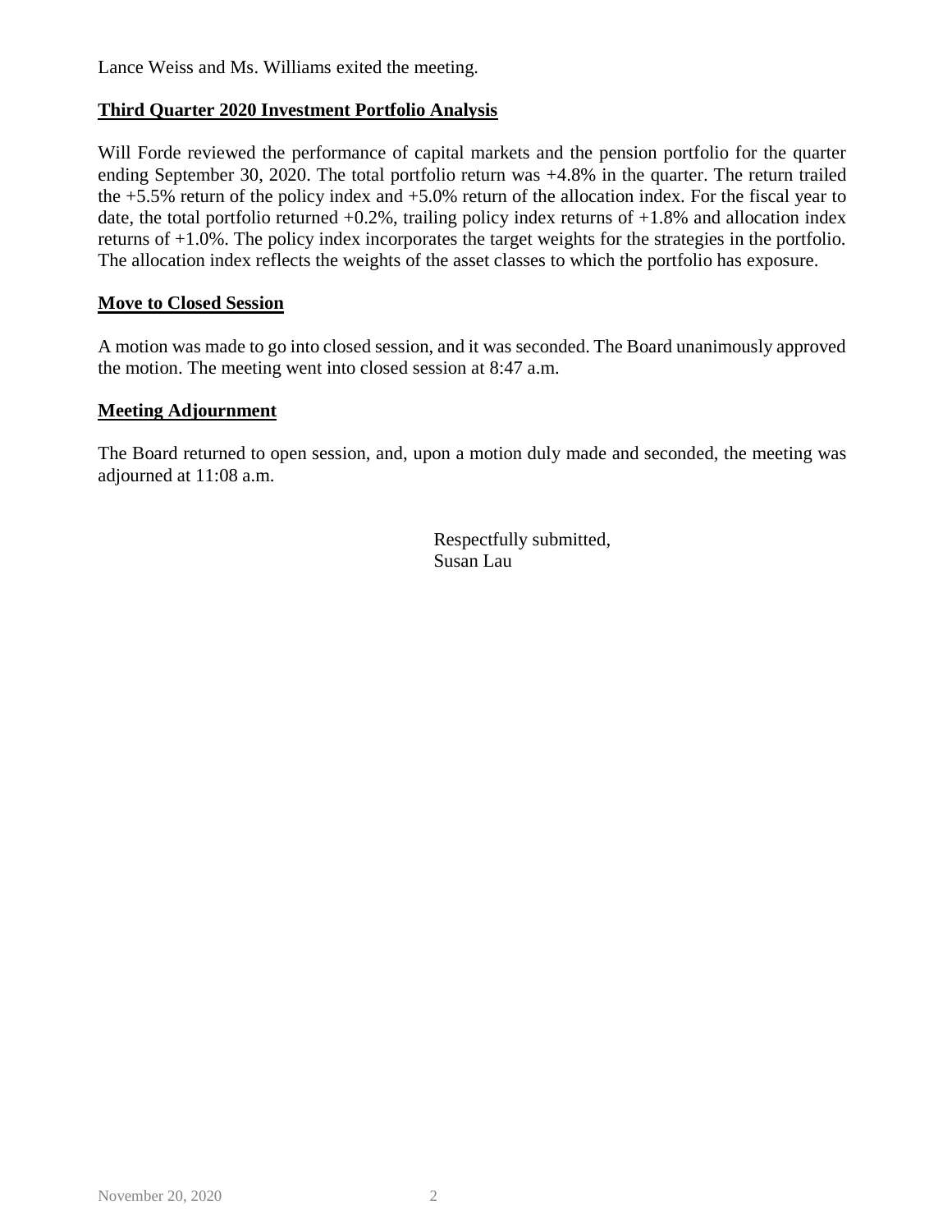Lance Weiss and Ms. Williams exited the meeting.

**Third Quarter 2020 Investment Portfolio Analysis**

Will Forde reviewed the performance of capital markets and the pension portfolio for the quarter ending September 30, 2020. The total portfolio return was +4.8% in the quarter. The return trailed the +5.5% return of the policy index and +5.0% return of the allocation index. For the fiscal year to date, the total portfolio returned +0.2%, trailing policy index returns of +1.8% and allocation index returns of +1.0%. The policy index incorporates the target weights for the strategies in the portfolio. The allocation index reflects the weights of the asset classes to which the portfolio has exposure.

**Move to Closed Session**

A motion was made to go into closed session, and it was seconded. The Board unanimously approved the motion. The meeting went into closed session at 8:47 a.m.

**Meeting Adjournment**

The Board returned to open session, and, upon a motion duly made and seconded, the meeting was adjourned at 11:08 a.m.

Respectfully submitted,
Susan Lau